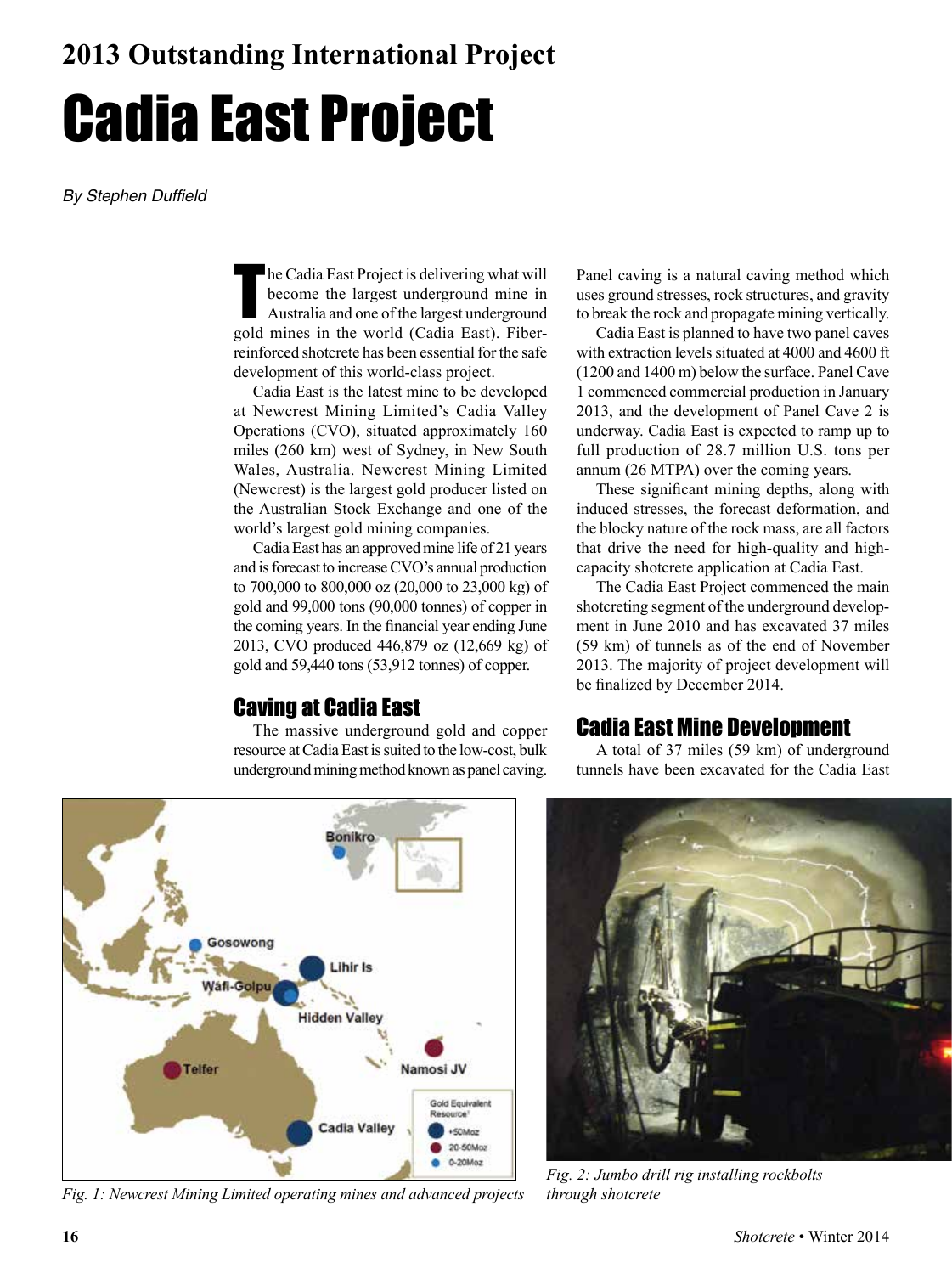# 2013 Outstanding International Project

# Cadia East Project

*By Stephen Duffield*

The Cadia East Project is delivering what will become the largest underground mine in Australia and one of the largest underground gold mines in the world (Cadia East). Fiber-reinforced shotcrete has been essential for the safe development of this world-class project.

Cadia East is the latest mine to be developed at Newcrest Mining Limited's Cadia Valley Operations (CVO), situated approximately 160 miles (260 km) west of Sydney, in New South Wales, Australia. Newcrest Mining Limited (Newcrest) is the largest gold producer listed on the Australian Stock Exchange and one of the world's largest gold mining companies.

Cadia East has an approved mine life of 21 years and is forecast to increase CVO's annual production to 700,000 to 800,000 oz (20,000 to 23,000 kg) of gold and 99,000 tons (90,000 tonnes) of copper in the coming years. In the financial year ending June 2013, CVO produced 446,879 oz (12,669 kg) of gold and 59,440 tons (53,912 tonnes) of copper.

## Caving at Cadia East

The massive underground gold and copper resource at Cadia East is suited to the low-cost, bulk underground mining method known as panel caving. Panel caving is a natural caving method which uses ground stresses, rock structures, and gravity to break the rock and propagate mining vertically.

Cadia East is planned to have two panel caves with extraction levels situated at 4000 and 4600 ft (1200 and 1400 m) below the surface. Panel Cave 1 commenced commercial production in January 2013, and the development of Panel Cave 2 is underway. Cadia East is expected to ramp up to full production of 28.7 million U.S. tons per annum (26 MTPA) over the coming years.

These significant mining depths, along with induced stresses, the forecast deformation, and the blocky nature of the rock mass, are all factors that drive the need for high-quality and high-capacity shotcrete application at Cadia East.

The Cadia East Project commenced the main shotcreting segment of the underground development in June 2010 and has excavated 37 miles (59 km) of tunnels as of the end of November 2013. The majority of project development will be finalized by December 2014.

## Cadia East Mine Development

A total of 37 miles (59 km) of underground tunnels have been excavated for the Cadia East

Fig. 1: Newcrest Mining Limited operating mines and advanced projects

Fig. 2: Jumbo drill rig installing rockbolts through shotcrete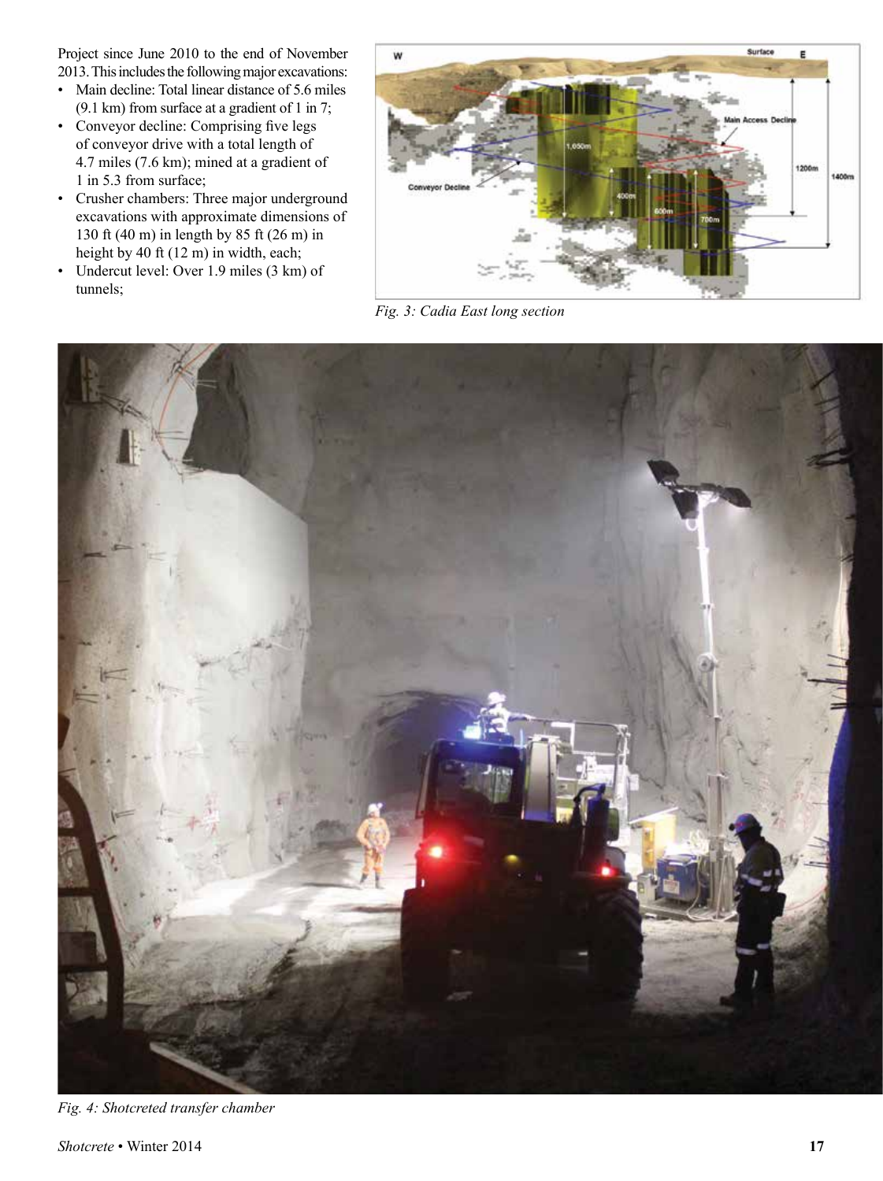Project since June 2010 to the end of November 2013. This includes the following major excavations:

- Main decline: Total linear distance of 5.6 miles (9.1 km) from surface at a gradient of 1 in 7;
- Conveyor decline: Comprising five legs of conveyor drive with a total length of 4.7 miles (7.6 km); mined at a gradient of 1 in 5.3 from surface;
- Crusher chambers: Three major underground excavations with approximate dimensions of 130 ft (40 m) in length by 85 ft (26 m) in height by 40 ft (12 m) in width, each;
- Undercut level: Over 1.9 miles (3 km) of tunnels;

*Fig. 3: Cadia East long section*

*Fig. 4: Shotcreted transfer chamber*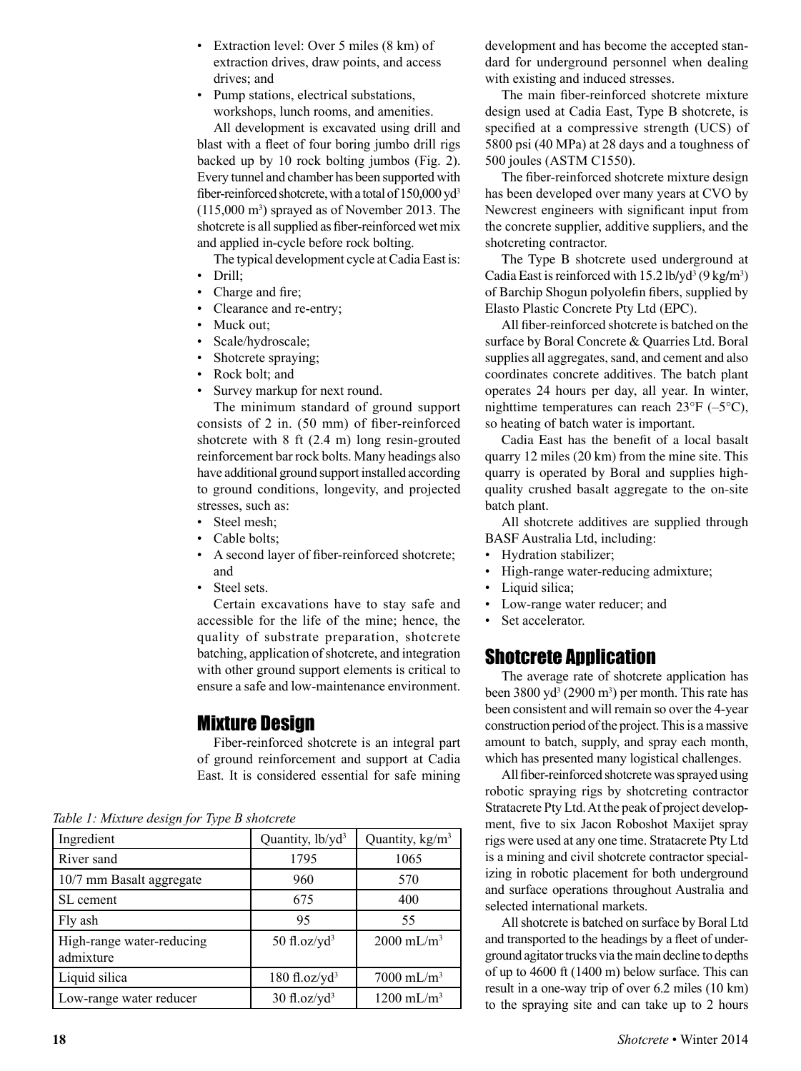- Extraction level: Over 5 miles (8 km) of extraction drives, draw points, and access drives; and
- Pump stations, electrical substations, workshops, lunch rooms, and amenities.

All development is excavated using drill and blast with a fleet of four boring jumbo drill rigs backed up by 10 rock bolting jumbos (Fig. 2). Every tunnel and chamber has been supported with fiber-reinforced shotcrete, with a total of 150,000 $yd^3$ (115,000 $m^3$) sprayed as of November 2013. The shotcrete is all supplied as fiber-reinforced wet mix and applied in-cycle before rock bolting.

The typical development cycle at Cadia East is:

- Drill;
- Charge and fire;
- Clearance and re-entry;
- Muck out;
- Scale/hydroscale;
- Shotcrete spraying;
- Rock bolt; and
- Survey markup for next round.

The minimum standard of ground support consists of 2 in. (50 mm) of fiber-reinforced shotcrete with 8 ft (2.4 m) long resin-grouted reinforcement bar rock bolts. Many headings also have additional ground support installed according to ground conditions, longevity, and projected stresses, such as:

- Steel mesh;
- Cable bolts;
- A second layer of fiber-reinforced shotcrete; and
- Steel sets.

Certain excavations have to stay safe and accessible for the life of the mine; hence, the quality of substrate preparation, shotcrete batching, application of shotcrete, and integration with other ground support elements is critical to ensure a safe and low-maintenance environment.

## Mixture Design

Fiber-reinforced shotcrete is an integral part of ground reinforcement and support at Cadia East. It is considered essential for safe mining development and has become the accepted standard for underground personnel when dealing with existing and induced stresses.

The main fiber-reinforced shotcrete mixture design used at Cadia East, Type B shotcrete, is specified at a compressive strength (UCS) of 5800 psi (40 MPa) at 28 days and a toughness of 500 joules (ASTM C1550).

The fiber-reinforced shotcrete mixture design has been developed over many years at CVO by Newcrest engineers with significant input from the concrete supplier, additive suppliers, and the shotcreting contractor.

The Type B shotcrete used underground at Cadia East is reinforced with 15.2 $lb/yd^3$ (9 $kg/m^3$) of Barchip Shogun polyolefin fibers, supplied by Elasto Plastic Concrete Pty Ltd (EPC).

All fiber-reinforced shotcrete is batched on the surface by Boral Concrete & Quarries Ltd. Boral supplies all aggregates, sand, and cement and also coordinates concrete additives. The batch plant operates 24 hours per day, all year. In winter, nighttime temperatures can reach 23°F (–5°C), so heating of batch water is important.

Cadia East has the benefit of a local basalt quarry 12 miles (20 km) from the mine site. This quarry is operated by Boral and supplies high-quality crushed basalt aggregate to the on-site batch plant.

All shotcrete additives are supplied through BASF Australia Ltd, including:

- Hydration stabilizer;
- High-range water-reducing admixture;
- Liquid silica;
- Low-range water reducer; and
- Set accelerator.

*Table 1: Mixture design for Type B shotcrete*

| Ingredient | Quantity, $lb/yd^3$ | Quantity, $kg/m^3$ |
|---|---|---|
| River sand | 1795 | 1065 |
| 10/7 mm Basalt aggregate | 960 | 570 |
| SL cement | 675 | 400 |
| Fly ash | 95 | 55 |
| High-range water-reducing admixture | 50 $fl.oz/yd^3$ | 2000 $mL/m^3$ |
| Liquid silica | 180 $fl.oz/yd^3$ | 7000 $mL/m^3$ |
| Low-range water reducer | 30 $fl.oz/yd^3$ | 1200 $mL/m^3$ |

## Shotcrete Application

The average rate of shotcrete application has been 3800 $yd^3$ (2900 $m^3$) per month. This rate has been consistent and will remain so over the 4-year construction period of the project. This is a massive amount to batch, supply, and spray each month, which has presented many logistical challenges.

All fiber-reinforced shotcrete was sprayed using robotic spraying rigs by shotcreting contractor Stratacrete Pty Ltd. At the peak of project development, five to six Jacon Roboshot Maxijet spray rigs were used at any one time. Stratacrete Pty Ltd is a mining and civil shotcrete contractor specializing in robotic placement for both underground and surface operations throughout Australia and selected international markets.

All shotcrete is batched on surface by Boral Ltd and transported to the headings by a fleet of underground agitator trucks via the main decline to depths of up to 4600 ft (1400 m) below surface. This can result in a one-way trip of over 6.2 miles (10 km) to the spraying site and can take up to 2 hours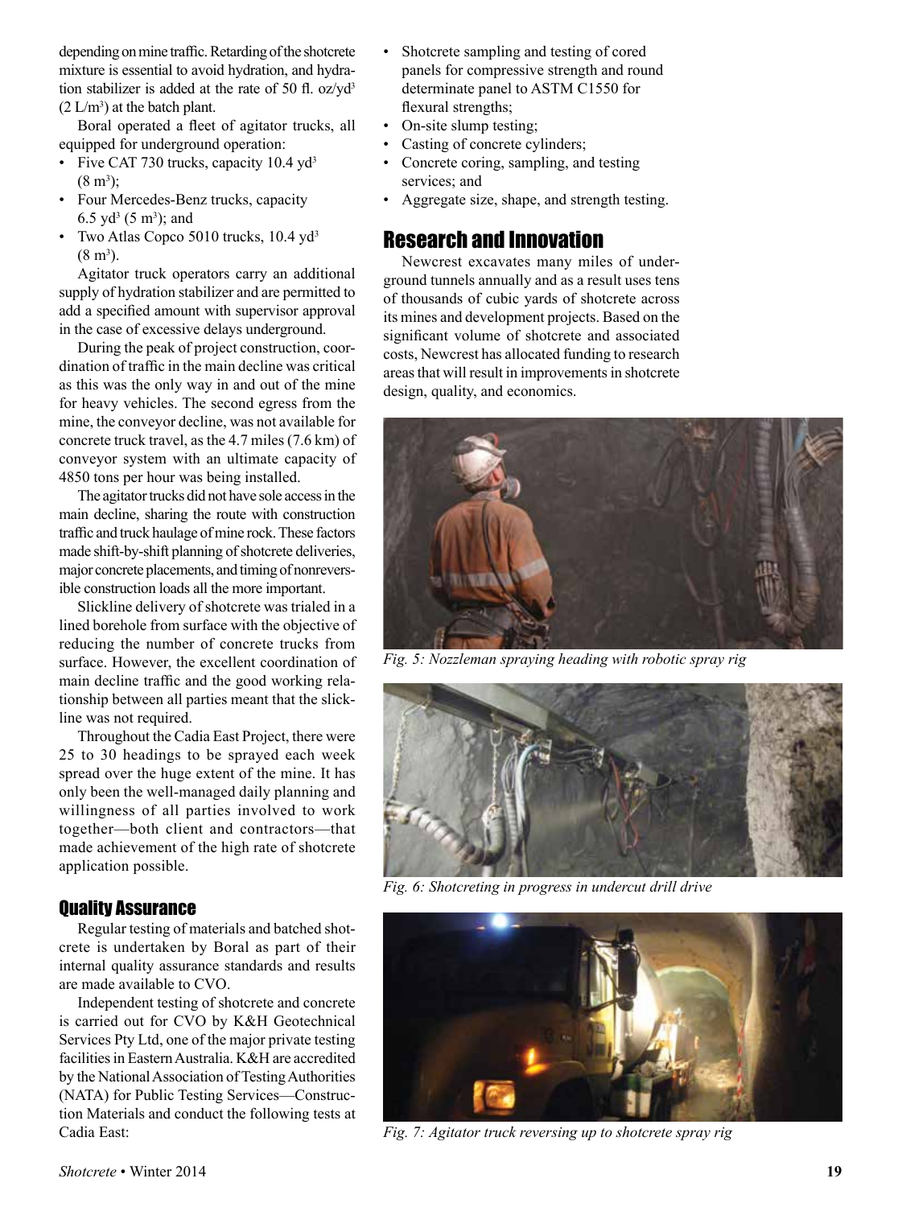depending on mine traffic. Retarding of the shotcrete mixture is essential to avoid hydration, and hydration stabilizer is added at the rate of 50 fl. oz/yd$^3$ (2 L/m$^3$) at the batch plant.

Boral operated a fleet of agitator trucks, all equipped for underground operation:

- Five CAT 730 trucks, capacity 10.4 yd$^3$ (8 m$^3$);
- Four Mercedes-Benz trucks, capacity 6.5 yd$^3$ (5 m$^3$); and
- Two Atlas Copco 5010 trucks, 10.4 yd$^3$ (8 m$^3$).

Agitator truck operators carry an additional supply of hydration stabilizer and are permitted to add a specified amount with supervisor approval in the case of excessive delays underground.

During the peak of project construction, coordination of traffic in the main decline was critical as this was the only way in and out of the mine for heavy vehicles. The second egress from the mine, the conveyor decline, was not available for concrete truck travel, as the 4.7 miles (7.6 km) of conveyor system with an ultimate capacity of 4850 tons per hour was being installed.

The agitator trucks did not have sole access in the main decline, sharing the route with construction traffic and truck haulage of mine rock. These factors made shift-by-shift planning of shotcrete deliveries, major concrete placements, and timing of nonreversible construction loads all the more important.

Slickline delivery of shotcrete was trialed in a lined borehole from surface with the objective of reducing the number of concrete trucks from surface. However, the excellent coordination of main decline traffic and the good working relationship between all parties meant that the slickline was not required.

Throughout the Cadia East Project, there were 25 to 30 headings to be sprayed each week spread over the huge extent of the mine. It has only been the well-managed daily planning and willingness of all parties involved to work together—both client and contractors—that made achievement of the high rate of shotcrete application possible.

## Quality Assurance

Regular testing of materials and batched shotcrete is undertaken by Boral as part of their internal quality assurance standards and results are made available to CVO.

Independent testing of shotcrete and concrete is carried out for CVO by K&H Geotechnical Services Pty Ltd, one of the major private testing facilities in Eastern Australia. K&H are accredited by the National Association of Testing Authorities (NATA) for Public Testing Services—Construction Materials and conduct the following tests at Cadia East:

- Shotcrete sampling and testing of cored panels for compressive strength and round determinate panel to ASTM C1550 for flexural strengths;
- On-site slump testing;
- Casting of concrete cylinders;
- Concrete coring, sampling, and testing services; and
- Aggregate size, shape, and strength testing.

## Research and Innovation

Newcrest excavates many miles of underground tunnels annually and as a result uses tens of thousands of cubic yards of shotcrete across its mines and development projects. Based on the significant volume of shotcrete and associated costs, Newcrest has allocated funding to research areas that will result in improvements in shotcrete design, quality, and economics.

*Fig. 5: Nozzleman spraying heading with robotic spray rig*

*Fig. 6: Shotcreting in progress in undercut drill drive*

*Fig. 7: Agitator truck reversing up to shotcrete spray rig*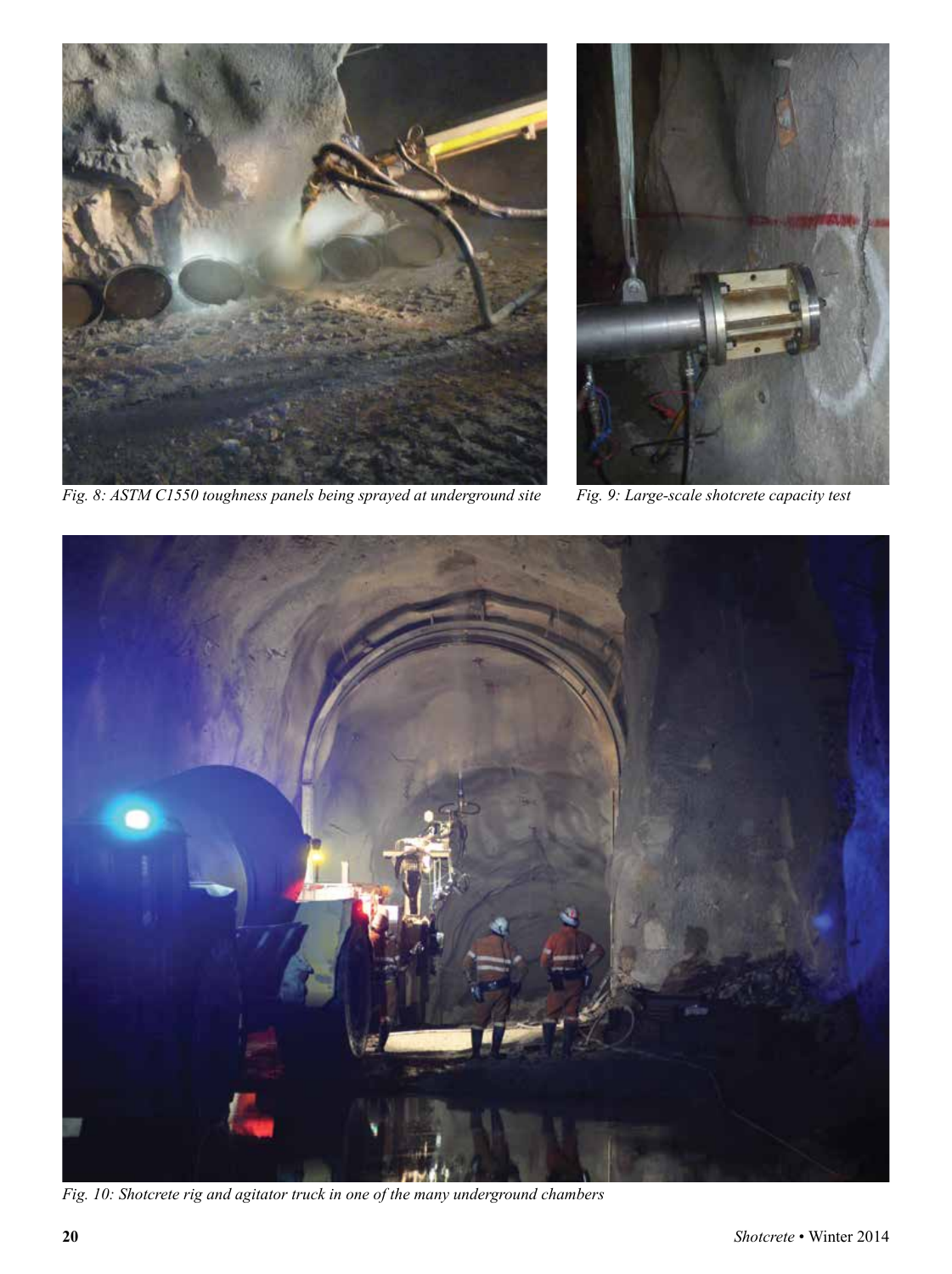*Fig. 8: ASTM C1550 toughness panels being sprayed at underground site*

*Fig. 9: Large-scale shotcrete capacity test*

*Fig. 10: Shotcrete rig and agitator truck in one of the many underground chambers*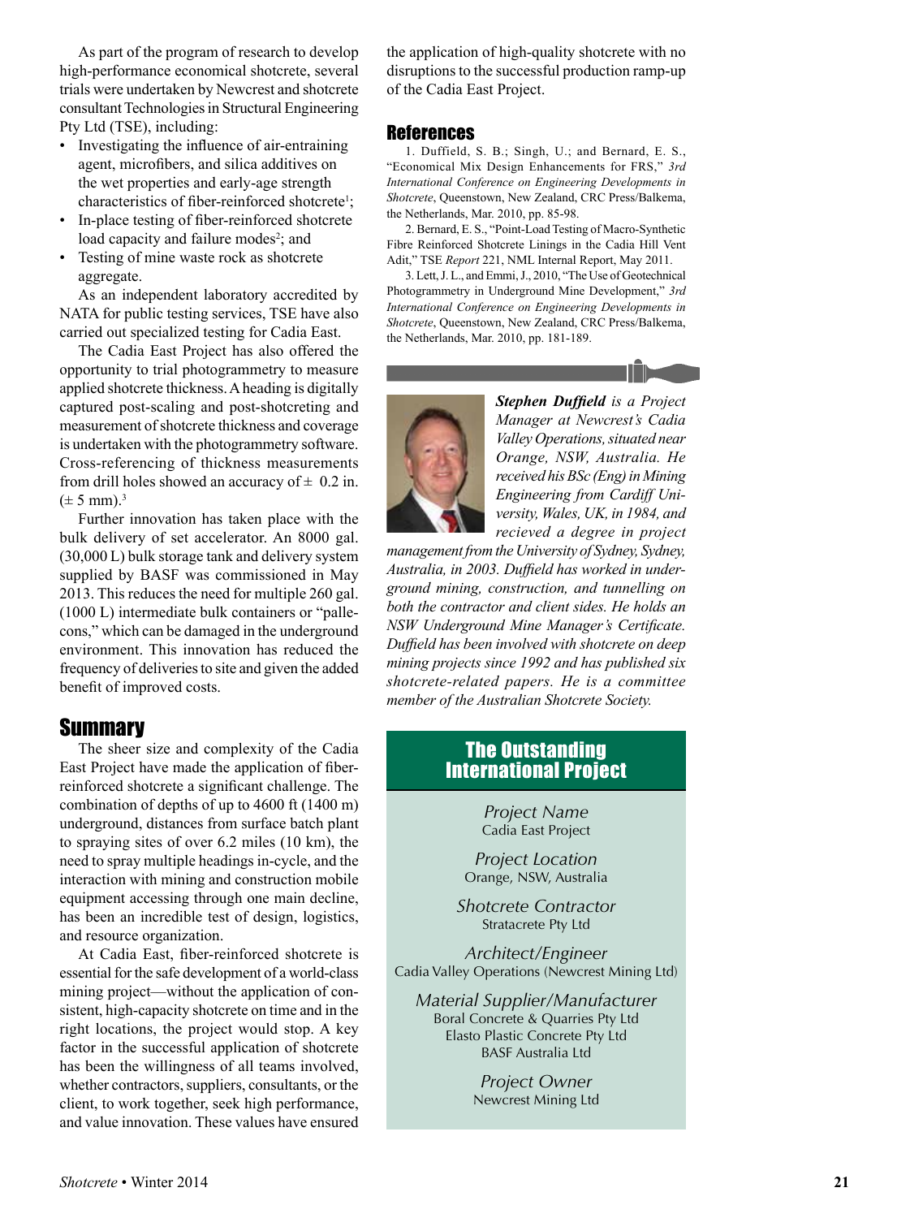As part of the program of research to develop high-performance economical shotcrete, several trials were undertaken by Newcrest and shotcrete consultant Technologies in Structural Engineering Pty Ltd (TSE), including:

- Investigating the influence of air-entraining agent, microfibers, and silica additives on the wet properties and early-age strength characteristics of fiber-reinforced shotcrete[1];
- In-place testing of fiber-reinforced shotcrete load capacity and failure modes[2]; and
- Testing of mine waste rock as shotcrete aggregate.

As an independent laboratory accredited by NATA for public testing services, TSE have also carried out specialized testing for Cadia East.

The Cadia East Project has also offered the opportunity to trial photogrammetry to measure applied shotcrete thickness. A heading is digitally captured post-scaling and post-shotcreting and measurement of shotcrete thickness and coverage is undertaken with the photogrammetry software. Cross-referencing of thickness measurements from drill holes showed an accuracy of ± 0.2 in. (± 5 mm).[3]

Further innovation has taken place with the bulk delivery of set accelerator. An 8000 gal. (30,000 L) bulk storage tank and delivery system supplied by BASF was commissioned in May 2013. This reduces the need for multiple 260 gal. (1000 L) intermediate bulk containers or "pallecons," which can be damaged in the underground environment. This innovation has reduced the frequency of deliveries to site and given the added benefit of improved costs.

## Summary

The sheer size and complexity of the Cadia East Project have made the application of fiber-reinforced shotcrete a significant challenge. The combination of depths of up to 4600 ft (1400 m) underground, distances from surface batch plant to spraying sites of over 6.2 miles (10 km), the need to spray multiple headings in-cycle, and the interaction with mining and construction mobile equipment accessing through one main decline, has been an incredible test of design, logistics, and resource organization.

At Cadia East, fiber-reinforced shotcrete is essential for the safe development of a world-class mining project—without the application of consistent, high-capacity shotcrete on time and in the right locations, the project would stop. A key factor in the successful application of shotcrete has been the willingness of all teams involved, whether contractors, suppliers, consultants, or the client, to work together, seek high performance, and value innovation. These values have ensured the application of high-quality shotcrete with no disruptions to the successful production ramp-up of the Cadia East Project.

## References

1. Duffield, S. B.; Singh, U.; and Bernard, E. S., "Economical Mix Design Enhancements for FRS," *3rd International Conference on Engineering Developments in Shotcrete*, Queenstown, New Zealand, CRC Press/Balkema, the Netherlands, Mar. 2010, pp. 85-98.

2. Bernard, E. S., "Point-Load Testing of Macro-Synthetic Fibre Reinforced Shotcrete Linings in the Cadia Hill Vent Adit," TSE *Report* 221, NML Internal Report, May 2011.

3. Lett, J. L., and Emmi, J., 2010, "The Use of Geotechnical Photogrammetry in Underground Mine Development," *3rd International Conference on Engineering Developments in Shotcrete*, Queenstown, New Zealand, CRC Press/Balkema, the Netherlands, Mar. 2010, pp. 181-189.

***Stephen Duffield** is a Project Manager at Newcrest's Cadia Valley Operations, situated near Orange, NSW, Australia. He received his BSc (Eng) in Mining Engineering from Cardiff University, Wales, UK, in 1984, and recieved a degree in project management from the University of Sydney, Sydney, Australia, in 2003. Duffield has worked in underground mining, construction, and tunnelling on both the contractor and client sides. He holds an NSW Underground Mine Manager's Certificate. Duffield has been involved with shotcrete on deep mining projects since 1992 and has published six shotcrete-related papers. He is a committee member of the Australian Shotcrete Society.*

## The Outstanding International Project

*Project Name*
Cadia East Project

*Project Location*
Orange, NSW, Australia

*Shotcrete Contractor*
Stratacrete Pty Ltd

*Architect/Engineer*
Cadia Valley Operations (Newcrest Mining Ltd)

*Material Supplier/Manufacturer*
Boral Concrete & Quarries Pty Ltd
Elasto Plastic Concrete Pty Ltd
BASF Australia Ltd

*Project Owner*
Newcrest Mining Ltd